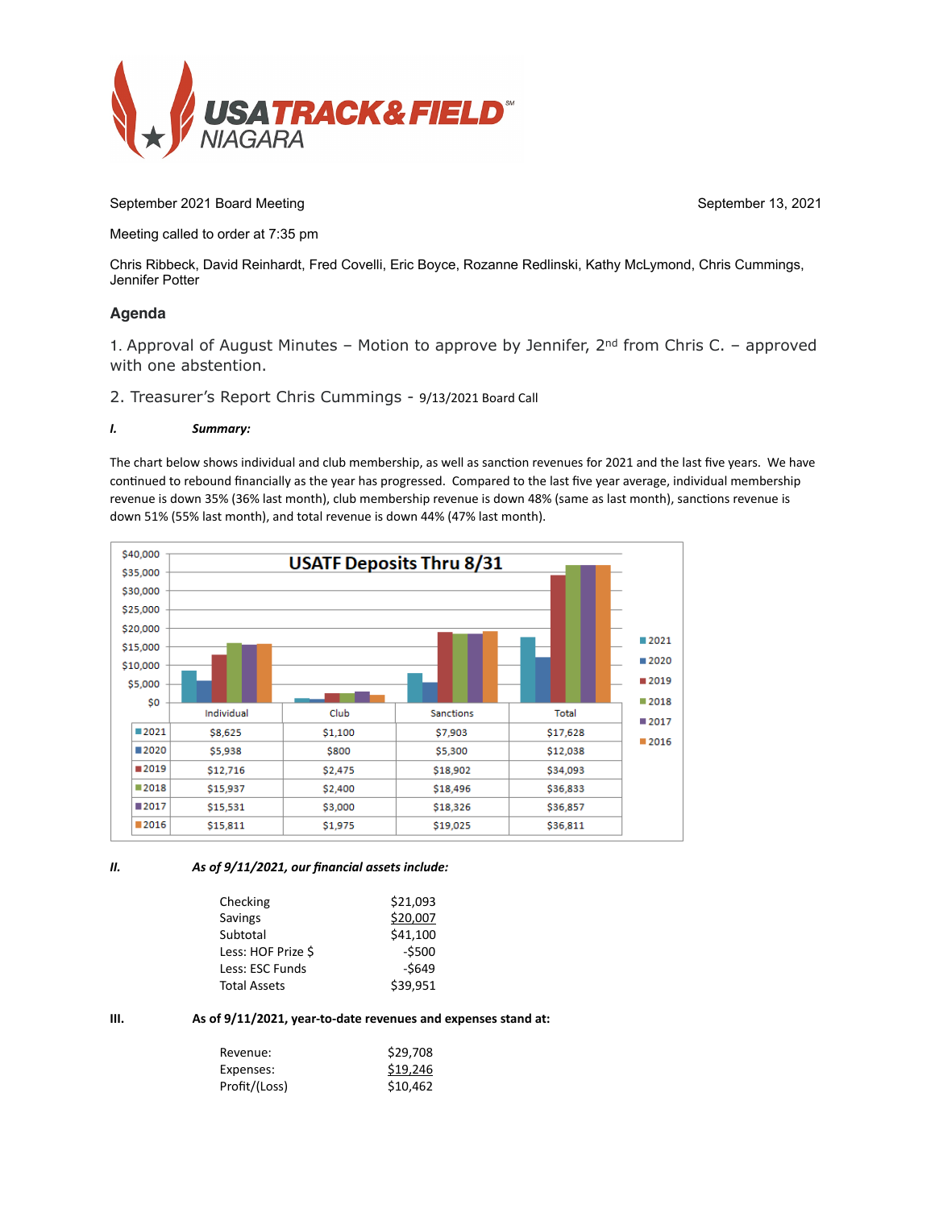# USATRACK&FIELD NIAGARA

September 2021 Board Meeting — September 13, 2021

Meeting called to order at 7:35 pm

Chris Ribbeck, David Reinhardt, Fred Covelli, Eric Boyce, Rozanne Redlinski, Kathy McLymond, Chris Cummings, Jennifer Potter

## Agenda

1. Approval of August Minutes – Motion to approve by Jennifer, 2nd from Chris C. – approved with one abstention.

2. Treasurer's Report Chris Cummings - 9/13/2021 Board Call

***I. Summary:***

The chart below shows individual and club membership, as well as sanction revenues for 2021 and the last five years. We have continued to rebound financially as the year has progressed. Compared to the last five year average, individual membership revenue is down 35% (36% last month), club membership revenue is down 48% (same as last month), sanctions revenue is down 51% (55% last month), and total revenue is down 44% (47% last month).

**USATF Deposits Thru 8/31**

| | Individual | Club | Sanctions | Total |
|---|---|---|---|---|
| 2021 | $8,625 | $1,100 | $7,903 | $17,628 |
| 2020 | $5,938 | $800 | $5,300 | $12,038 |
| 2019 | $12,716 | $2,475 | $18,902 | $34,093 |
| 2018 | $15,937 | $2,400 | $18,496 | $36,833 |
| 2017 | $15,531 | $3,000 | $18,326 | $36,857 |
| 2016 | $15,811 | $1,975 | $19,025 | $36,811 |

***II. As of 9/11/2021, our financial assets include:***

| | |
|---|---|
| Checking | $21,093 |
| Savings | $20,007 |
| Subtotal | $41,100 |
| Less: HOF Prize $ | -$500 |
| Less: ESC Funds | -$649 |
| Total Assets | $39,951 |

**III. As of 9/11/2021, year-to-date revenues and expenses stand at:**

| | |
|---|---|
| Revenue: | $29,708 |
| Expenses: | $19,246 |
| Profit/(Loss) | $10,462 |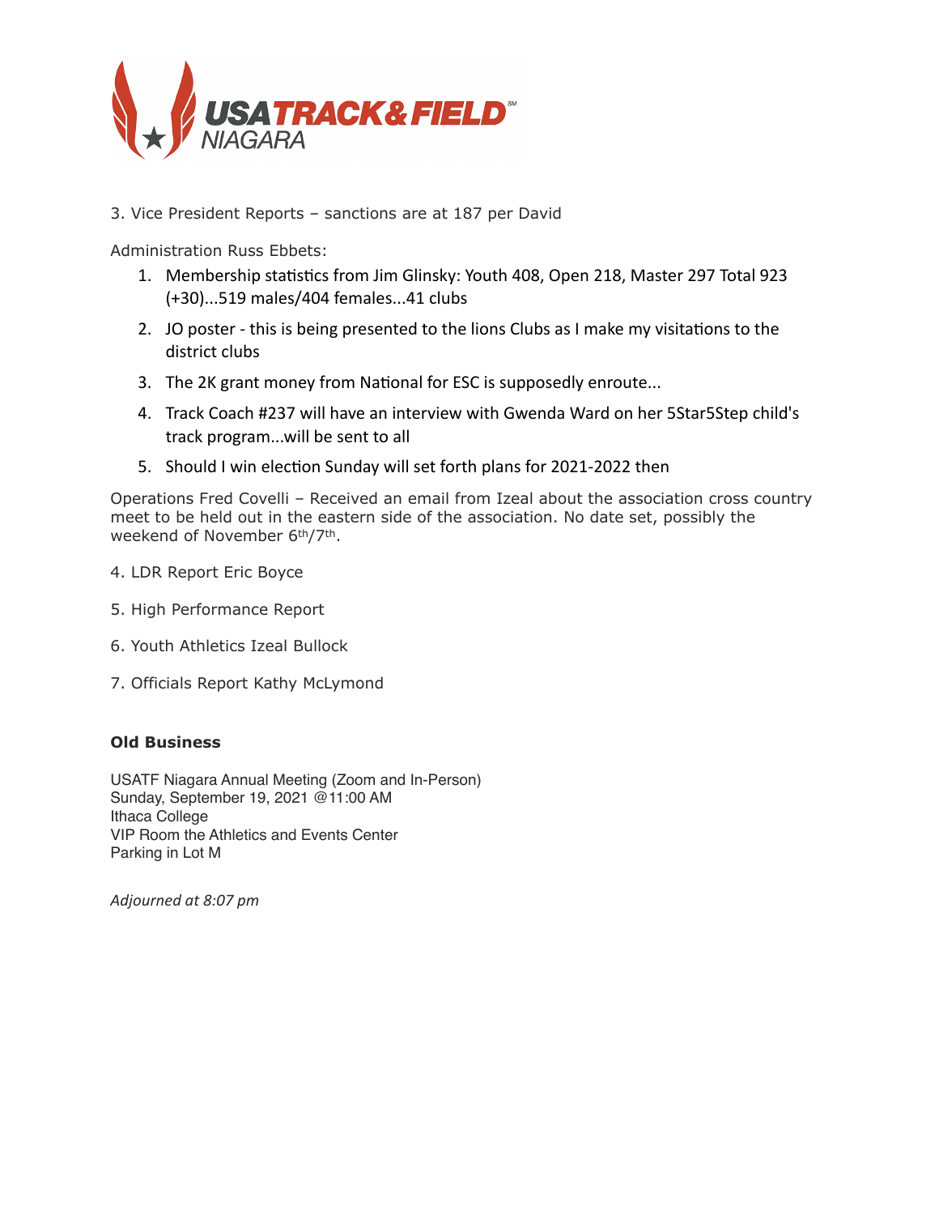3. Vice President Reports – sanctions are at 187 per David

Administration Russ Ebbets:

1. Membership statistics from Jim Glinsky: Youth 408, Open 218, Master 297 Total 923 (+30)...519 males/404 females...41 clubs
2. JO poster - this is being presented to the lions Clubs as I make my visitations to the district clubs
3. The 2K grant money from National for ESC is supposedly enroute...
4. Track Coach #237 will have an interview with Gwenda Ward on her 5Star5Step child's track program...will be sent to all
5. Should I win election Sunday will set forth plans for 2021-2022 then

Operations Fred Covelli – Received an email from Izeal about the association cross country meet to be held out in the eastern side of the association. No date set, possibly the weekend of November 6th/7th.

4. LDR Report Eric Boyce

5. High Performance Report

6. Youth Athletics Izeal Bullock

7. Officials Report Kathy McLymond

**Old Business**

USATF Niagara Annual Meeting (Zoom and In-Person)
Sunday, September 19, 2021 @11:00 AM
Ithaca College
VIP Room the Athletics and Events Center
Parking in Lot M

*Adjourned at 8:07 pm*